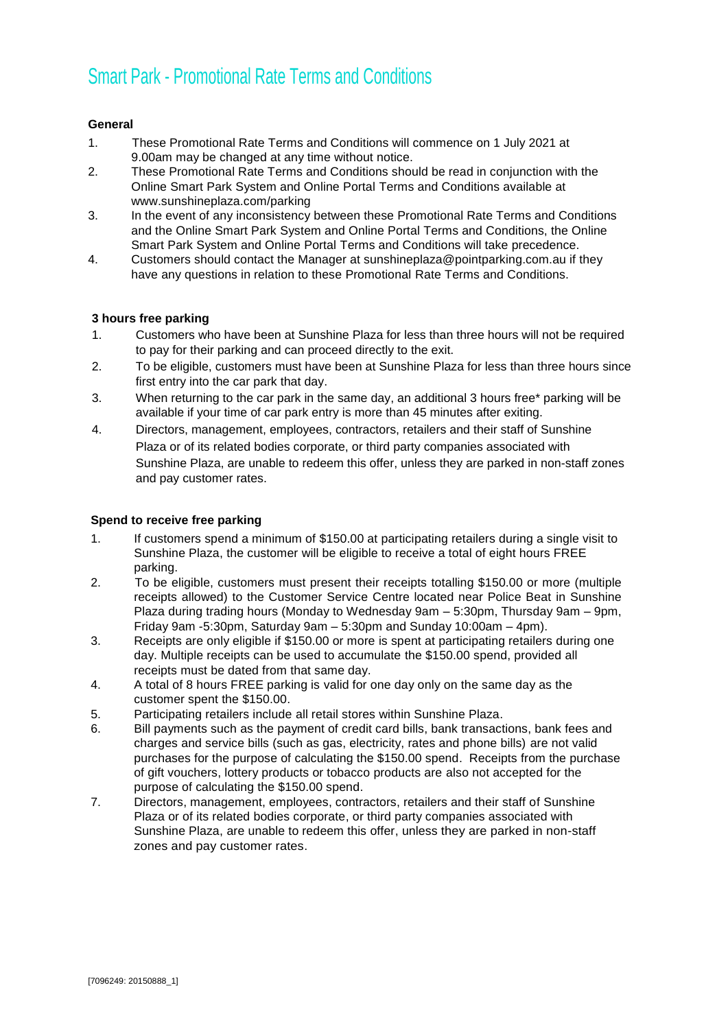# Smart Park - Promotional Rate Terms and Conditions

**General**

1. These Promotional Rate Terms and Conditions will commence on 1 July 2021 at 9.00am may be changed at any time without notice.
2. These Promotional Rate Terms and Conditions should be read in conjunction with the Online Smart Park System and Online Portal Terms and Conditions available at www.sunshineplaza.com/parking
3. In the event of any inconsistency between these Promotional Rate Terms and Conditions and the Online Smart Park System and Online Portal Terms and Conditions, the Online Smart Park System and Online Portal Terms and Conditions will take precedence.
4. Customers should contact the Manager at sunshineplaza@pointparking.com.au if they have any questions in relation to these Promotional Rate Terms and Conditions.

**3 hours free parking**

1. Customers who have been at Sunshine Plaza for less than three hours will not be required to pay for their parking and can proceed directly to the exit.
2. To be eligible, customers must have been at Sunshine Plaza for less than three hours since first entry into the car park that day.
3. When returning to the car park in the same day, an additional 3 hours free* parking will be available if your time of car park entry is more than 45 minutes after exiting.
4. Directors, management, employees, contractors, retailers and their staff of Sunshine Plaza or of its related bodies corporate, or third party companies associated with Sunshine Plaza, are unable to redeem this offer, unless they are parked in non-staff zones and pay customer rates.

**Spend to receive free parking**

1. If customers spend a minimum of $150.00 at participating retailers during a single visit to Sunshine Plaza, the customer will be eligible to receive a total of eight hours FREE parking.
2. To be eligible, customers must present their receipts totalling $150.00 or more (multiple receipts allowed) to the Customer Service Centre located near Police Beat in Sunshine Plaza during trading hours (Monday to Wednesday 9am – 5:30pm, Thursday 9am – 9pm, Friday 9am -5:30pm, Saturday 9am – 5:30pm and Sunday 10:00am – 4pm).
3. Receipts are only eligible if $150.00 or more is spent at participating retailers during one day. Multiple receipts can be used to accumulate the $150.00 spend, provided all receipts must be dated from that same day.
4. A total of 8 hours FREE parking is valid for one day only on the same day as the customer spent the $150.00.
5. Participating retailers include all retail stores within Sunshine Plaza.
6. Bill payments such as the payment of credit card bills, bank transactions, bank fees and charges and service bills (such as gas, electricity, rates and phone bills) are not valid purchases for the purpose of calculating the $150.00 spend. Receipts from the purchase of gift vouchers, lottery products or tobacco products are also not accepted for the purpose of calculating the $150.00 spend.
7. Directors, management, employees, contractors, retailers and their staff of Sunshine Plaza or of its related bodies corporate, or third party companies associated with Sunshine Plaza, are unable to redeem this offer, unless they are parked in non-staff zones and pay customer rates.

[7096249: 20150888_1]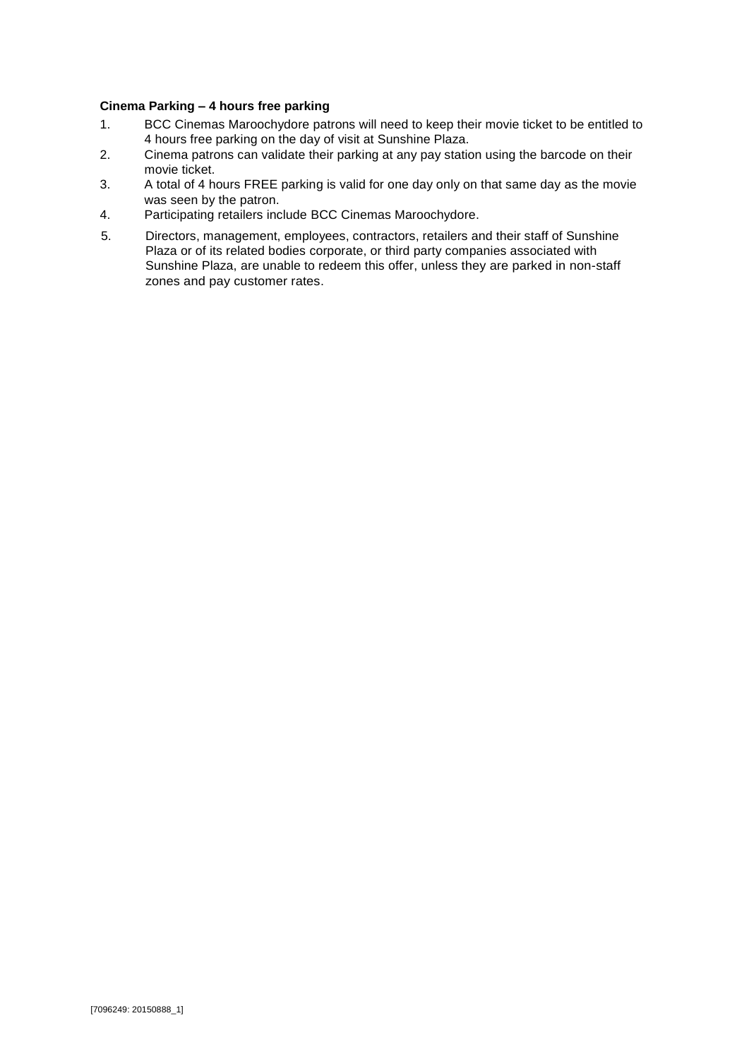**Cinema Parking – 4 hours free parking**

1. BCC Cinemas Maroochydore patrons will need to keep their movie ticket to be entitled to 4 hours free parking on the day of visit at Sunshine Plaza.
2. Cinema patrons can validate their parking at any pay station using the barcode on their movie ticket.
3. A total of 4 hours FREE parking is valid for one day only on that same day as the movie was seen by the patron.
4. Participating retailers include BCC Cinemas Maroochydore.
5. Directors, management, employees, contractors, retailers and their staff of Sunshine Plaza or of its related bodies corporate, or third party companies associated with Sunshine Plaza, are unable to redeem this offer, unless they are parked in non-staff zones and pay customer rates.

[7096249: 20150888_1]